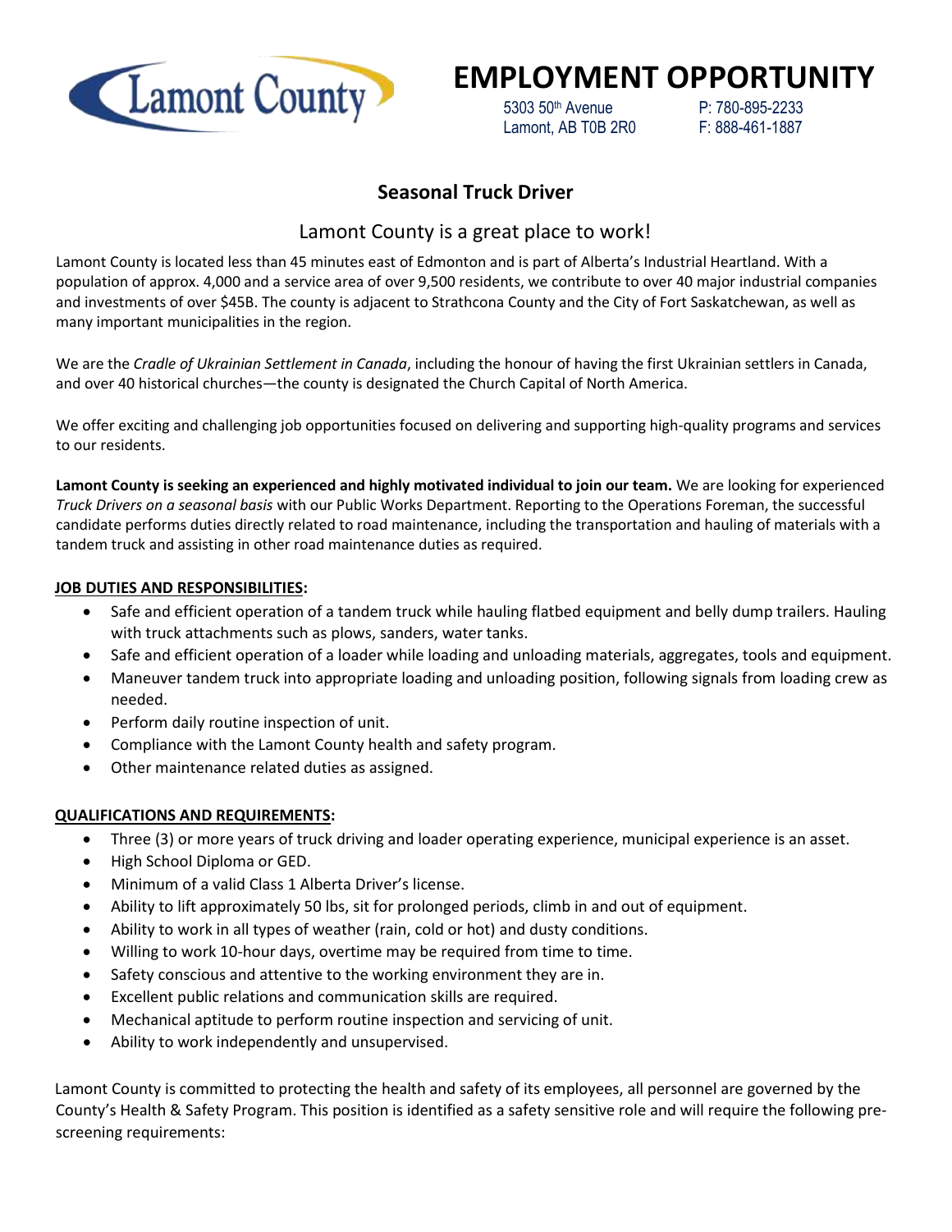# EMPLOYMENT OPPORTUNITY

Lamont County

5303 50th Avenue
Lamont, AB T0B 2R0

P: 780-895-2233
F: 888-461-1887

## Seasonal Truck Driver

### Lamont County is a great place to work!

Lamont County is located less than 45 minutes east of Edmonton and is part of Alberta's Industrial Heartland. With a population of approx. 4,000 and a service area of over 9,500 residents, we contribute to over 40 major industrial companies and investments of over $45B. The county is adjacent to Strathcona County and the City of Fort Saskatchewan, as well as many important municipalities in the region.

We are the *Cradle of Ukrainian Settlement in Canada*, including the honour of having the first Ukrainian settlers in Canada, and over 40 historical churches—the county is designated the Church Capital of North America.

We offer exciting and challenging job opportunities focused on delivering and supporting high-quality programs and services to our residents.

**Lamont County is seeking an experienced and highly motivated individual to join our team.** We are looking for experienced *Truck Drivers on a seasonal basis* with our Public Works Department. Reporting to the Operations Foreman, the successful candidate performs duties directly related to road maintenance, including the transportation and hauling of materials with a tandem truck and assisting in other road maintenance duties as required.

**JOB DUTIES AND RESPONSIBILITIES:**

- Safe and efficient operation of a tandem truck while hauling flatbed equipment and belly dump trailers. Hauling with truck attachments such as plows, sanders, water tanks.
- Safe and efficient operation of a loader while loading and unloading materials, aggregates, tools and equipment.
- Maneuver tandem truck into appropriate loading and unloading position, following signals from loading crew as needed.
- Perform daily routine inspection of unit.
- Compliance with the Lamont County health and safety program.
- Other maintenance related duties as assigned.

**QUALIFICATIONS AND REQUIREMENTS:**

- Three (3) or more years of truck driving and loader operating experience, municipal experience is an asset.
- High School Diploma or GED.
- Minimum of a valid Class 1 Alberta Driver's license.
- Ability to lift approximately 50 lbs, sit for prolonged periods, climb in and out of equipment.
- Ability to work in all types of weather (rain, cold or hot) and dusty conditions.
- Willing to work 10-hour days, overtime may be required from time to time.
- Safety conscious and attentive to the working environment they are in.
- Excellent public relations and communication skills are required.
- Mechanical aptitude to perform routine inspection and servicing of unit.
- Ability to work independently and unsupervised.

Lamont County is committed to protecting the health and safety of its employees, all personnel are governed by the County's Health & Safety Program. This position is identified as a safety sensitive role and will require the following pre-screening requirements: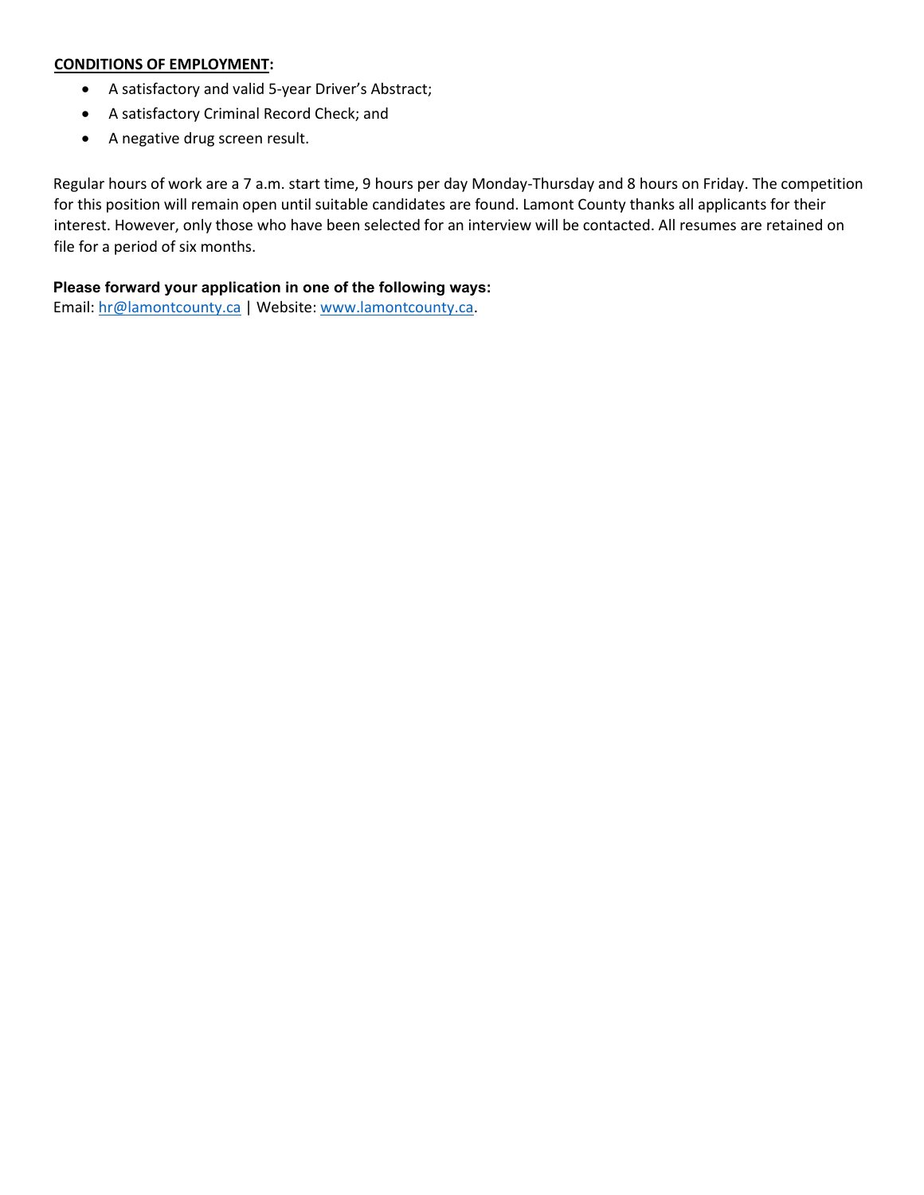**CONDITIONS OF EMPLOYMENT:**

- A satisfactory and valid 5-year Driver's Abstract;
- A satisfactory Criminal Record Check; and
- A negative drug screen result.

Regular hours of work are a 7 a.m. start time, 9 hours per day Monday-Thursday and 8 hours on Friday. The competition for this position will remain open until suitable candidates are found. Lamont County thanks all applicants for their interest. However, only those who have been selected for an interview will be contacted. All resumes are retained on file for a period of six months.

**Please forward your application in one of the following ways:**
Email: hr@lamontcounty.ca | Website: www.lamontcounty.ca.